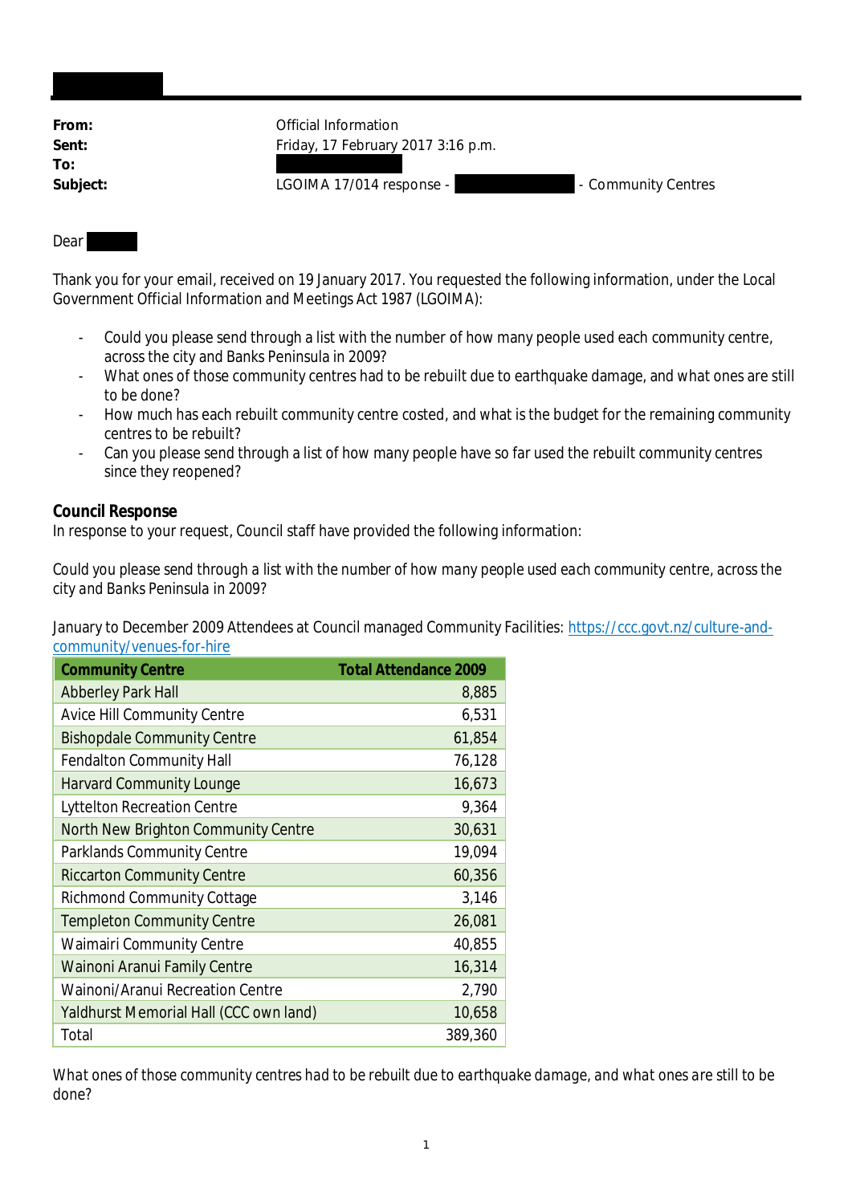**From:** Official Information
**Sent:** Friday, 17 February 2017 3:16 p.m.
**To:**
**Subject:** LGOIMA 17/014 response - - Community Centres

Dear

Thank you for your email, received on 19 January 2017. You requested the following information, under the Local Government Official Information and Meetings Act 1987 (LGOIMA):

- Could you please send through a list with the number of how many people used each community centre, across the city and Banks Peninsula in 2009?
- What ones of those community centres had to be rebuilt due to earthquake damage, and what ones are still to be done?
- How much has each rebuilt community centre costed, and what is the budget for the remaining community centres to be rebuilt?
- Can you please send through a list of how many people have so far used the rebuilt community centres since they reopened?

## Council Response

In response to your request, Council staff have provided the following information:

*Could you please send through a list with the number of how many people used each community centre, across the city and Banks Peninsula in 2009?*

January to December 2009 Attendees at Council managed Community Facilities: [https://ccc.govt.nz/culture-and-community/venues-for-hire](https://ccc.govt.nz/culture-and-community/venues-for-hire)

| Community Centre | Total Attendance 2009 |
|---|---:|
| Abberley Park Hall | 8,885 |
| Avice Hill Community Centre | 6,531 |
| Bishopdale Community Centre | 61,854 |
| Fendalton Community Hall | 76,128 |
| Harvard Community Lounge | 16,673 |
| Lyttelton Recreation Centre | 9,364 |
| North New Brighton Community Centre | 30,631 |
| Parklands Community Centre | 19,094 |
| Riccarton Community Centre | 60,356 |
| Richmond Community Cottage | 3,146 |
| Templeton Community Centre | 26,081 |
| Waimairi Community Centre | 40,855 |
| Wainoni Aranui Family Centre | 16,314 |
| Wainoni/Aranui Recreation Centre | 2,790 |
| Yaldhurst Memorial Hall (CCC own land) | 10,658 |
| Total | 389,360 |

*What ones of those community centres had to be rebuilt due to earthquake damage, and what ones are still to be done?*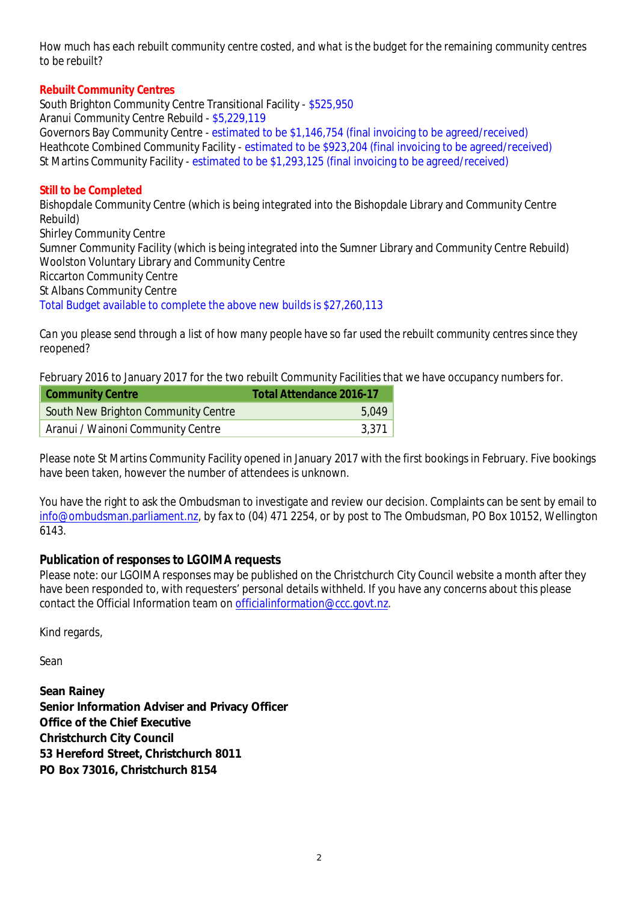*How much has each rebuilt community centre costed, and what is the budget for the remaining community centres to be rebuilt?*

**Rebuilt Community Centres**

South Brighton Community Centre Transitional Facility - $525,950
Aranui Community Centre Rebuild - $5,229,119
Governors Bay Community Centre - estimated to be $1,146,754 (final invoicing to be agreed/received)
Heathcote Combined Community Facility - estimated to be $923,204 (final invoicing to be agreed/received)
St Martins Community Facility - estimated to be $1,293,125 (final invoicing to be agreed/received)

**Still to be Completed**

Bishopdale Community Centre (which is being integrated into the Bishopdale Library and Community Centre Rebuild)
Shirley Community Centre
Sumner Community Facility (which is being integrated into the Sumner Library and Community Centre Rebuild)
Woolston Voluntary Library and Community Centre
Riccarton Community Centre
St Albans Community Centre
Total Budget available to complete the above new builds is $27,260,113

*Can you please send through a list of how many people have so far used the rebuilt community centres since they reopened?*

February 2016 to January 2017 for the two rebuilt Community Facilities that we have occupancy numbers for.

| Community Centre | Total Attendance 2016-17 |
|---|---|
| South New Brighton Community Centre | 5,049 |
| Aranui / Wainoni Community Centre | 3,371 |

Please note St Martins Community Facility opened in January 2017 with the first bookings in February. Five bookings have been taken, however the number of attendees is unknown.

You have the right to ask the Ombudsman to investigate and review our decision. Complaints can be sent by email to info@ombudsman.parliament.nz, by fax to (04) 471 2254, or by post to The Ombudsman, PO Box 10152, Wellington 6143.

**Publication of responses to LGOIMA requests**

Please note: our LGOIMA responses may be published on the Christchurch City Council website a month after they have been responded to, with requesters' personal details withheld. If you have any concerns about this please contact the Official Information team on officialinformation@ccc.govt.nz.

Kind regards,

Sean

**Sean Rainey**
**Senior Information Adviser and Privacy Officer**
**Office of the Chief Executive**
**Christchurch City Council**
**53 Hereford Street, Christchurch 8011**
**PO Box 73016, Christchurch 8154**